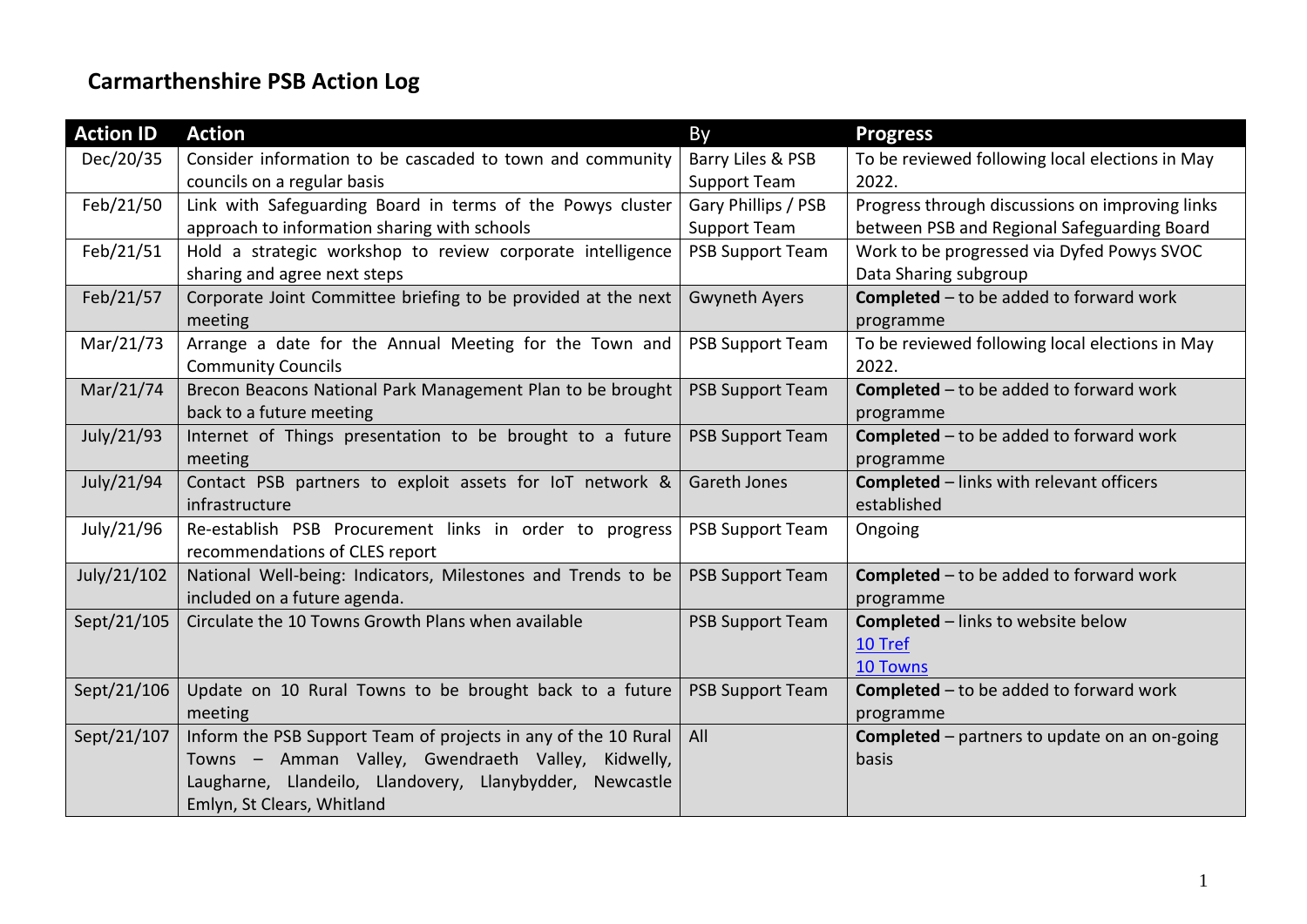# Carmarthenshire PSB Action Log

| Action ID | Action | By | Progress |
|---|---|---|---|
| Dec/20/35 | Consider information to be cascaded to town and community councils on a regular basis | Barry Liles & PSB Support Team | To be reviewed following local elections in May 2022. |
| Feb/21/50 | Link with Safeguarding Board in terms of the Powys cluster approach to information sharing with schools | Gary Phillips / PSB Support Team | Progress through discussions on improving links between PSB and Regional Safeguarding Board |
| Feb/21/51 | Hold a strategic workshop to review corporate intelligence sharing and agree next steps | PSB Support Team | Work to be progressed via Dyfed Powys SVOC Data Sharing subgroup |
| Feb/21/57 | Corporate Joint Committee briefing to be provided at the next meeting | Gwyneth Ayers | **Completed** – to be added to forward work programme |
| Mar/21/73 | Arrange a date for the Annual Meeting for the Town and Community Councils | PSB Support Team | To be reviewed following local elections in May 2022. |
| Mar/21/74 | Brecon Beacons National Park Management Plan to be brought back to a future meeting | PSB Support Team | **Completed** – to be added to forward work programme |
| July/21/93 | Internet of Things presentation to be brought to a future meeting | PSB Support Team | **Completed** – to be added to forward work programme |
| July/21/94 | Contact PSB partners to exploit assets for IoT network & infrastructure | Gareth Jones | **Completed** – links with relevant officers established |
| July/21/96 | Re-establish PSB Procurement links in order to progress recommendations of CLES report | PSB Support Team | Ongoing |
| July/21/102 | National Well-being: Indicators, Milestones and Trends to be included on a future agenda. | PSB Support Team | **Completed** – to be added to forward work programme |
| Sept/21/105 | Circulate the 10 Towns Growth Plans when available | PSB Support Team | **Completed** – links to website below<br>10 Tref<br>10 Towns |
| Sept/21/106 | Update on 10 Rural Towns to be brought back to a future meeting | PSB Support Team | **Completed** – to be added to forward work programme |
| Sept/21/107 | Inform the PSB Support Team of projects in any of the 10 Rural Towns – Amman Valley, Gwendraeth Valley, Kidwelly, Laugharne, Llandeilo, Llandovery, Llanybydder, Newcastle Emlyn, St Clears, Whitland | All | **Completed** – partners to update on an on-going basis |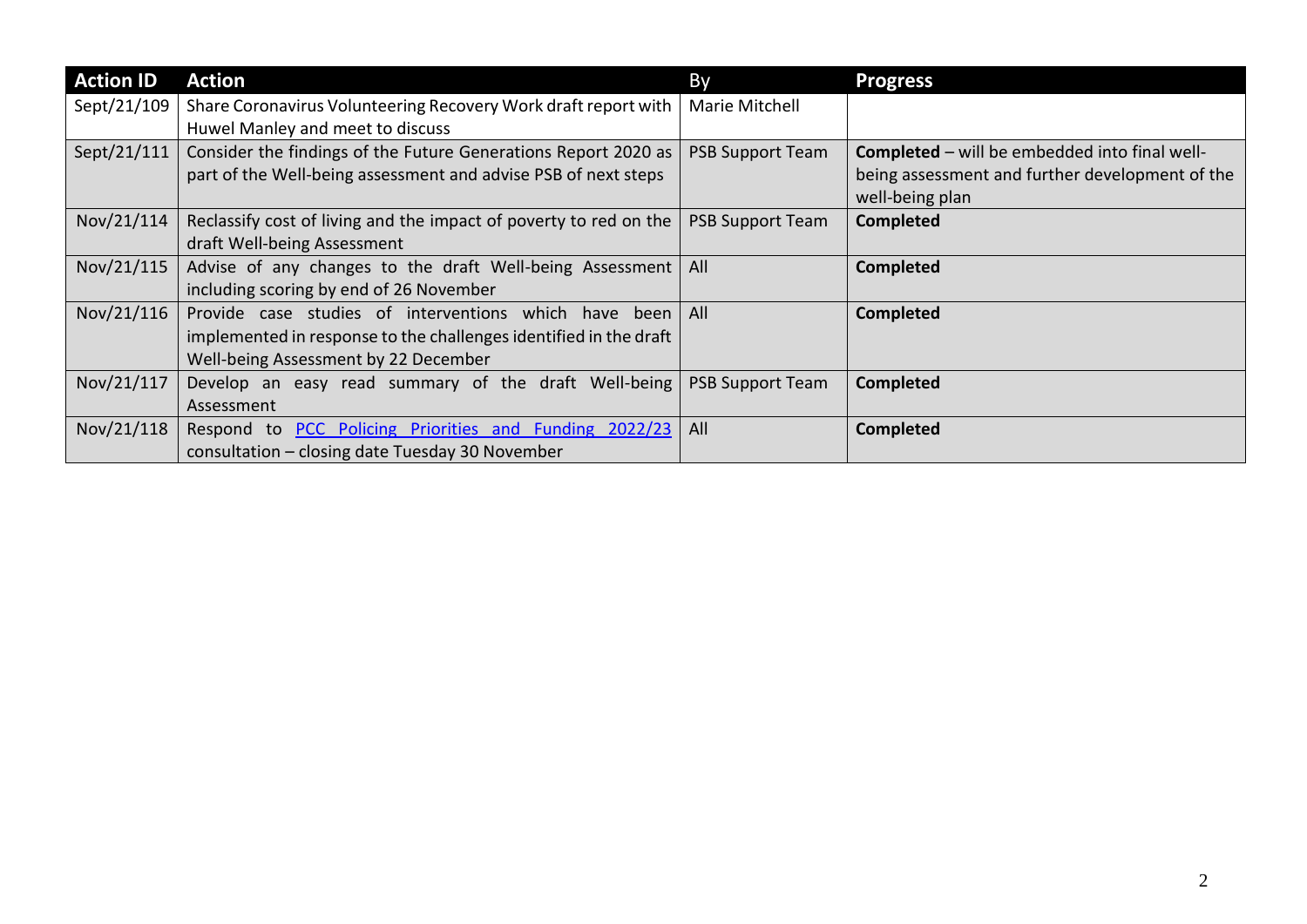| Action ID | Action | By | Progress |
|---|---|---|---|
| Sept/21/109 | Share Coronavirus Volunteering Recovery Work draft report with Huwel Manley and meet to discuss | Marie Mitchell | |
| Sept/21/111 | Consider the findings of the Future Generations Report 2020 as part of the Well-being assessment and advise PSB of next steps | PSB Support Team | **Completed** – will be embedded into final well-being assessment and further development of the well-being plan |
| Nov/21/114 | Reclassify cost of living and the impact of poverty to red on the draft Well-being Assessment | PSB Support Team | **Completed** |
| Nov/21/115 | Advise of any changes to the draft Well-being Assessment including scoring by end of 26 November | All | **Completed** |
| Nov/21/116 | Provide case studies of interventions which have been implemented in response to the challenges identified in the draft Well-being Assessment by 22 December | All | **Completed** |
| Nov/21/117 | Develop an easy read summary of the draft Well-being Assessment | PSB Support Team | **Completed** |
| Nov/21/118 | Respond to PCC Policing Priorities and Funding 2022/23 consultation – closing date Tuesday 30 November | All | **Completed** |